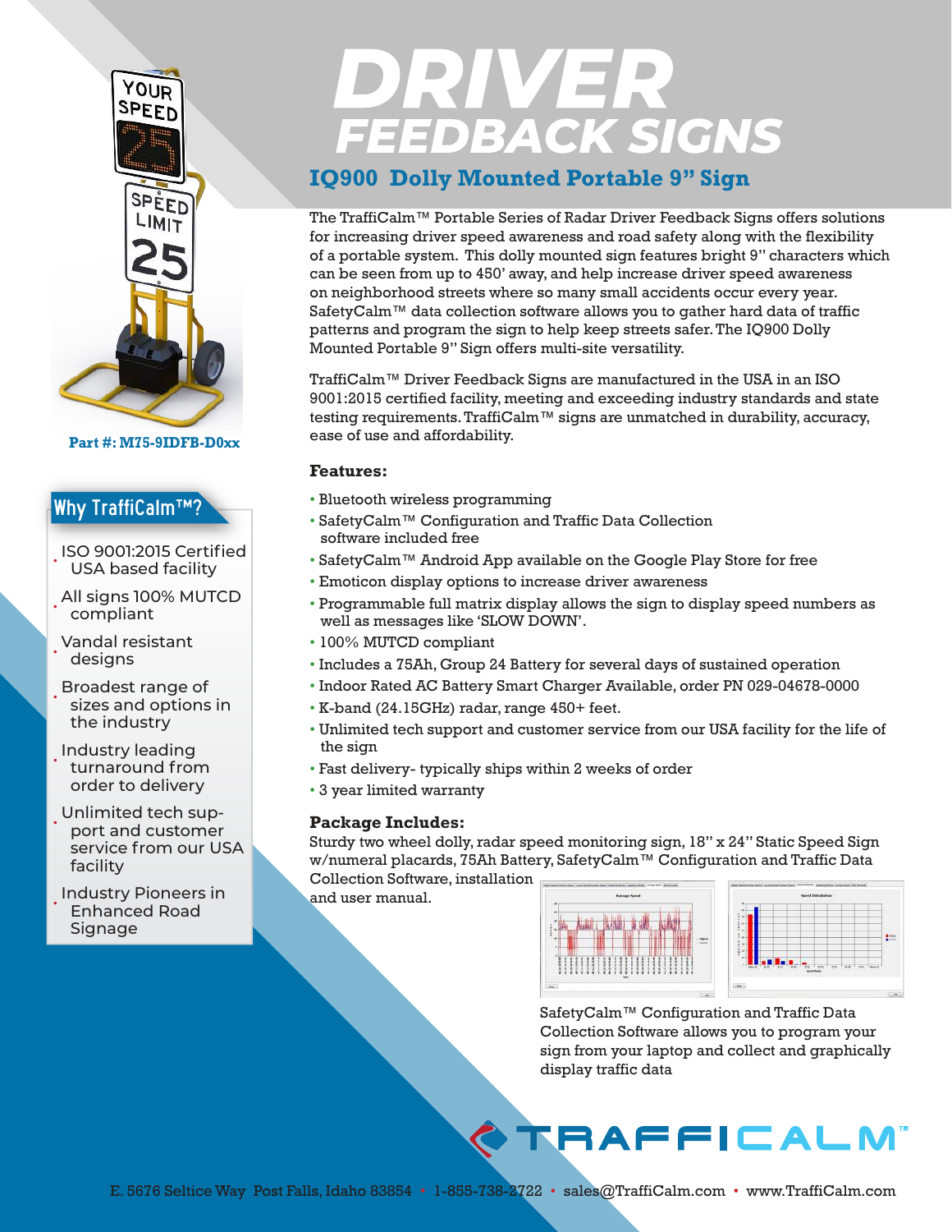# DRIVER FEEDBACK SIGNS

## IQ900 Dolly Mounted Portable 9" Sign

Part #: M75-9IDFB-D0xx

The TraffiCalm™ Portable Series of Radar Driver Feedback Signs offers solutions for increasing driver speed awareness and road safety along with the flexibility of a portable system. This dolly mounted sign features bright 9" characters which can be seen from up to 450' away, and help increase driver speed awareness on neighborhood streets where so many small accidents occur every year. SafetyCalm™ data collection software allows you to gather hard data of traffic patterns and program the sign to help keep streets safer. The IQ900 Dolly Mounted Portable 9" Sign offers multi-site versatility.

TraffiCalm™ Driver Feedback Signs are manufactured in the USA in an ISO 9001:2015 certified facility, meeting and exceeding industry standards and state testing requirements. TraffiCalm™ signs are unmatched in durability, accuracy, ease of use and affordability.

### Why TraffiCalm™?

- ISO 9001:2015 Certified USA based facility
- All signs 100% MUTCD compliant
- Vandal resistant designs
- Broadest range of sizes and options in the industry
- Industry leading turnaround from order to delivery
- Unlimited tech support and customer service from our USA facility
- Industry Pioneers in Enhanced Road Signage

### Features:

- Bluetooth wireless programming
- SafetyCalm™ Configuration and Traffic Data Collection software included free
- SafetyCalm™ Android App available on the Google Play Store for free
- Emoticon display options to increase driver awareness
- Programmable full matrix display allows the sign to display speed numbers as well as messages like 'SLOW DOWN'.
- 100% MUTCD compliant
- Includes a 75Ah, Group 24 Battery for several days of sustained operation
- Indoor Rated AC Battery Smart Charger Available, order PN 029-04678-0000
- K-band (24.15GHz) radar, range 450+ feet.
- Unlimited tech support and customer service from our USA facility for the life of the sign
- Fast delivery- typically ships within 2 weeks of order
- 3 year limited warranty

### Package Includes:

Sturdy two wheel dolly, radar speed monitoring sign, 18" x 24" Static Speed Sign w/numeral placards, 75Ah Battery, SafetyCalm™ Configuration and Traffic Data Collection Software, installation and user manual.

SafetyCalm™ Configuration and Traffic Data Collection Software allows you to program your sign from your laptop and collect and graphically display traffic data

TRAFFICALM™

E. 5676 Seltice Way Post Falls, Idaho 83854 • 1-855-738-2722 • sales@TraffiCalm.com • www.TraffiCalm.com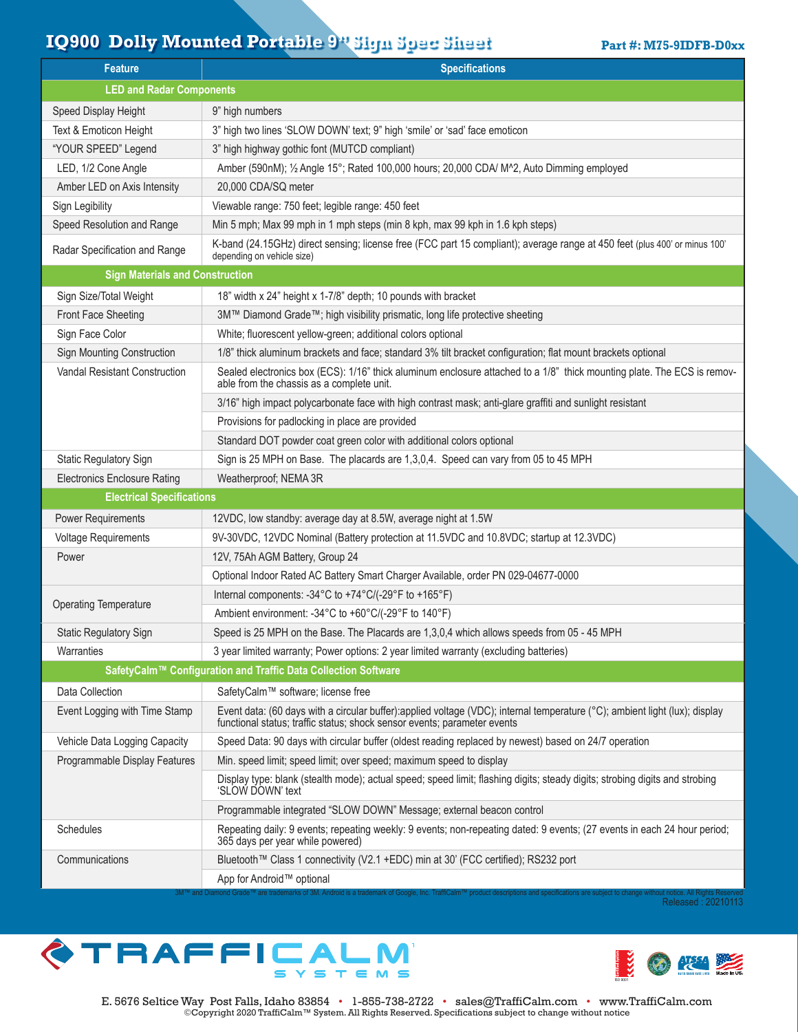# IQ900 Dolly Mounted Portable 9" Sign Spec Sheet

**Part #: M75-9IDFB-D0xx**

| Feature | Specifications |
|---|---|
| **LED and Radar Components** | |
| Speed Display Height | 9" high numbers |
| Text & Emoticon Height | 3" high two lines 'SLOW DOWN' text; 9" high 'smile' or 'sad' face emoticon |
| "YOUR SPEED" Legend | 3" high highway gothic font (MUTCD compliant) |
| LED, 1/2 Cone Angle | Amber (590nM); ½ Angle 15°; Rated 100,000 hours; 20,000 CDA/ M^2, Auto Dimming employed |
| Amber LED on Axis Intensity | 20,000 CDA/SQ meter |
| Sign Legibility | Viewable range: 750 feet; legible range: 450 feet |
| Speed Resolution and Range | Min 5 mph; Max 99 mph in 1 mph steps (min 8 kph, max 99 kph in 1.6 kph steps) |
| Radar Specification and Range | K-band (24.15GHz) direct sensing; license free (FCC part 15 compliant); average range at 450 feet (plus 400' or minus 100' depending on vehicle size) |
| **Sign Materials and Construction** | |
| Sign Size/Total Weight | 18" width x 24" height x 1-7/8" depth; 10 pounds with bracket |
| Front Face Sheeting | 3M™ Diamond Grade™; high visibility prismatic, long life protective sheeting |
| Sign Face Color | White; fluorescent yellow-green; additional colors optional |
| Sign Mounting Construction | 1/8" thick aluminum brackets and face; standard 3% tilt bracket configuration; flat mount brackets optional |
| Vandal Resistant Construction | Sealed electronics box (ECS): 1/16" thick aluminum enclosure attached to a 1/8" thick mounting plate. The ECS is removable from the chassis as a complete unit. |
| | 3/16" high impact polycarbonate face with high contrast mask; anti-glare graffiti and sunlight resistant |
| | Provisions for padlocking in place are provided |
| | Standard DOT powder coat green color with additional colors optional |
| Static Regulatory Sign | Sign is 25 MPH on Base. The placards are 1,3,0,4. Speed can vary from 05 to 45 MPH |
| Electronics Enclosure Rating | Weatherproof; NEMA 3R |
| **Electrical Specifications** | |
| Power Requirements | 12VDC, low standby: average day at 8.5W, average night at 1.5W |
| Voltage Requirements | 9V-30VDC, 12VDC Nominal (Battery protection at 11.5VDC and 10.8VDC; startup at 12.3VDC) |
| Power | 12V, 75Ah AGM Battery, Group 24 |
| | Optional Indoor Rated AC Battery Smart Charger Available, order PN 029-04677-0000 |
| Operating Temperature | Internal components: -34°C to +74°C/(-29°F to +165°F) |
| | Ambient environment: -34°C to +60°C/(-29°F to 140°F) |
| Static Regulatory Sign | Speed is 25 MPH on the Base. The Placards are 1,3,0,4 which allows speeds from 05 - 45 MPH |
| Warranties | 3 year limited warranty; Power options: 2 year limited warranty (excluding batteries) |
| **SafetyCalm™ Configuration and Traffic Data Collection Software** | |
| Data Collection | SafetyCalm™ software; license free |
| Event Logging with Time Stamp | Event data: (60 days with a circular buffer):applied voltage (VDC); internal temperature (°C); ambient light (lux); display functional status; traffic status; shock sensor events; parameter events |
| Vehicle Data Logging Capacity | Speed Data: 90 days with circular buffer (oldest reading replaced by newest) based on 24/7 operation |
| Programmable Display Features | Min. speed limit; speed limit; over speed; maximum speed to display |
| | Display type: blank (stealth mode); actual speed; speed limit; flashing digits; steady digits; strobing digits and strobing 'SLOW DOWN' text |
| | Programmable integrated "SLOW DOWN" Message; external beacon control |
| Schedules | Repeating daily: 9 events; repeating weekly: 9 events; non-repeating dated: 9 events; (27 events in each 24 hour period; 365 days per year while powered) |
| Communications | Bluetooth™ Class 1 connectivity (V2.1 +EDC) min at 30' (FCC certified); RS232 port |
| | App for Android™ optional |

3M™ and Diamond Grade™ are trademarks of 3M. Android is a trademark of Google, Inc. TraffiCalm™ product descriptions and specifications are subject to change without notice. All Rights Reserved.

Released : 20210113

TRAFFICALM SYSTEMS

E. 5676 Seltice Way Post Falls, Idaho 83854 • 1-855-738-2722 • sales@TraffiCalm.com • www.TraffiCalm.com

©Copyright 2020 TraffiCalm™ System. All Rights Reserved. Specifications subject to change without notice